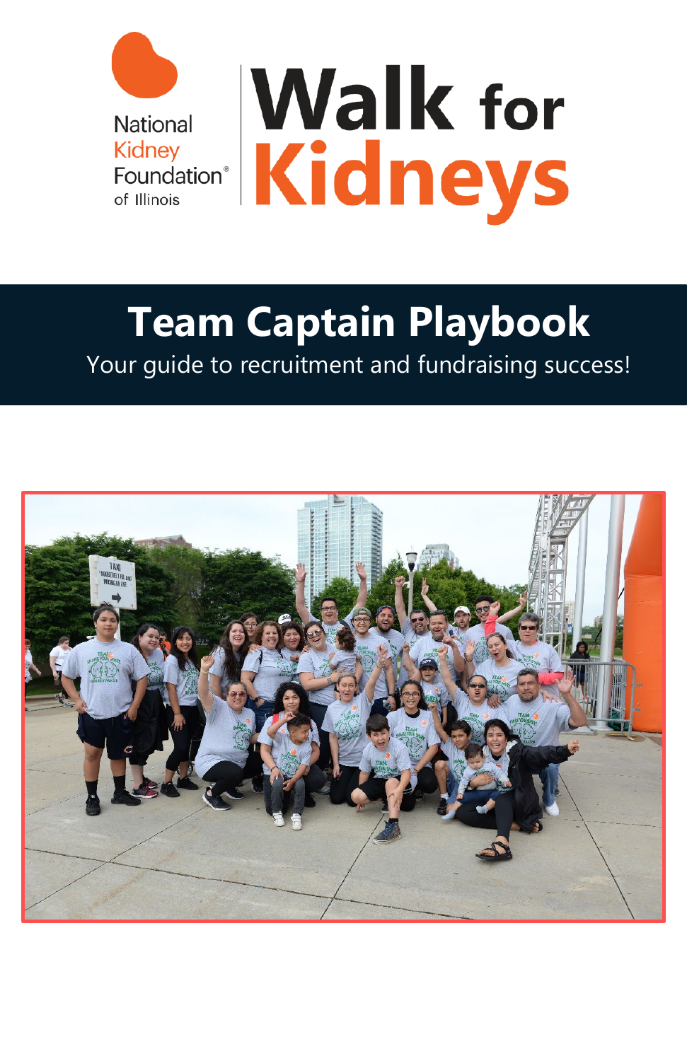National Kidney Foundation® of Illinois

# Walk for Kidneys

## Team Captain Playbook

Your guide to recruitment and fundraising success!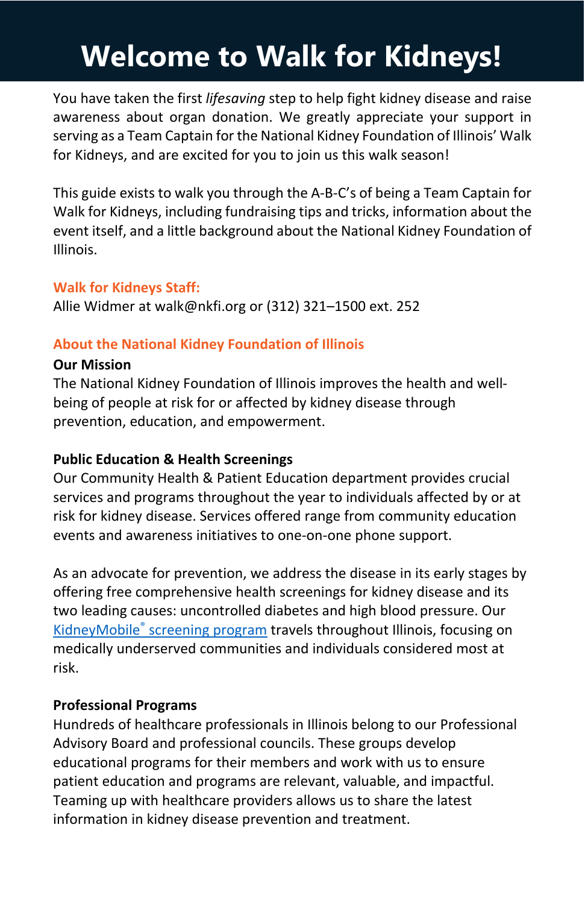# Welcome to Walk for Kidneys!

You have taken the first *lifesaving* step to help fight kidney disease and raise awareness about organ donation. We greatly appreciate your support in serving as a Team Captain for the National Kidney Foundation of Illinois' Walk for Kidneys, and are excited for you to join us this walk season!

This guide exists to walk you through the A-B-C's of being a Team Captain for Walk for Kidneys, including fundraising tips and tricks, information about the event itself, and a little background about the National Kidney Foundation of Illinois.

## Walk for Kidneys Staff:

Allie Widmer at walk@nkfi.org or (312) 321–1500 ext. 252

## About the National Kidney Foundation of Illinois

### Our Mission

The National Kidney Foundation of Illinois improves the health and well-being of people at risk for or affected by kidney disease through prevention, education, and empowerment.

### Public Education & Health Screenings

Our Community Health & Patient Education department provides crucial services and programs throughout the year to individuals affected by or at risk for kidney disease. Services offered range from community education events and awareness initiatives to one-on-one phone support.

As an advocate for prevention, we address the disease in its early stages by offering free comprehensive health screenings for kidney disease and its two leading causes: uncontrolled diabetes and high blood pressure. Our KidneyMobile® screening program travels throughout Illinois, focusing on medically underserved communities and individuals considered most at risk.

### Professional Programs

Hundreds of healthcare professionals in Illinois belong to our Professional Advisory Board and professional councils. These groups develop educational programs for their members and work with us to ensure patient education and programs are relevant, valuable, and impactful. Teaming up with healthcare providers allows us to share the latest information in kidney disease prevention and treatment.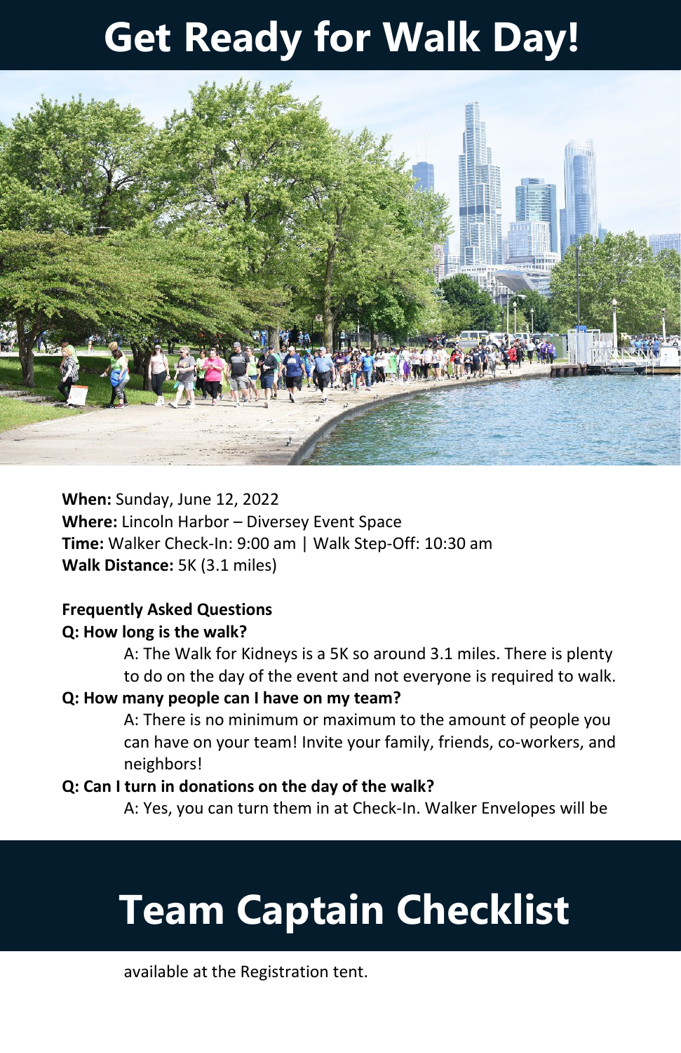# Get Ready for Walk Day!

**When:** Sunday, June 12, 2022
**Where:** Lincoln Harbor – Diversey Event Space
**Time:** Walker Check-In: 9:00 am | Walk Step-Off: 10:30 am
**Walk Distance:** 5K (3.1 miles)

**Frequently Asked Questions**

**Q: How long is the walk?**

A: The Walk for Kidneys is a 5K so around 3.1 miles. There is plenty to do on the day of the event and not everyone is required to walk.

**Q: How many people can I have on my team?**

A: There is no minimum or maximum to the amount of people you can have on your team! Invite your family, friends, co-workers, and neighbors!

**Q: Can I turn in donations on the day of the walk?**

A: Yes, you can turn them in at Check-In. Walker Envelopes will be available at the Registration tent.

# Team Captain Checklist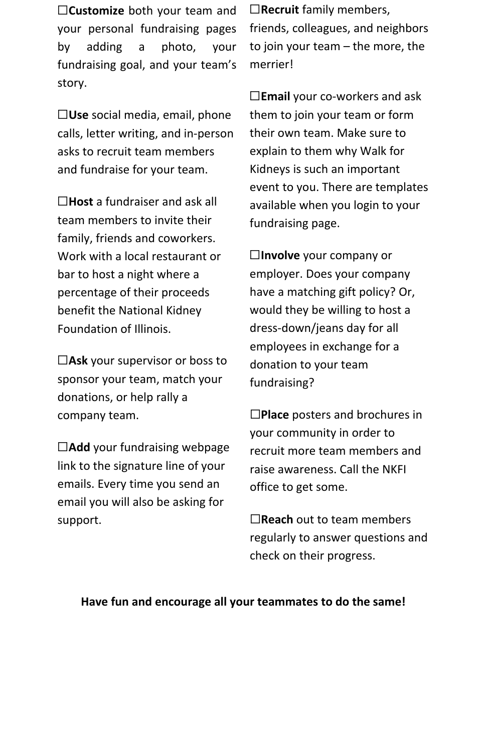☐**Customize** both your team and your personal fundraising pages by adding a photo, your fundraising goal, and your team's story.

☐**Use** social media, email, phone calls, letter writing, and in-person asks to recruit team members and fundraise for your team.

☐**Host** a fundraiser and ask all team members to invite their family, friends and coworkers. Work with a local restaurant or bar to host a night where a percentage of their proceeds benefit the National Kidney Foundation of Illinois.

☐**Ask** your supervisor or boss to sponsor your team, match your donations, or help rally a company team.

☐**Add** your fundraising webpage link to the signature line of your emails. Every time you send an email you will also be asking for support.

☐**Recruit** family members, friends, colleagues, and neighbors to join your team – the more, the merrier!

☐**Email** your co-workers and ask them to join your team or form their own team. Make sure to explain to them why Walk for Kidneys is such an important event to you. There are templates available when you login to your fundraising page.

☐**Involve** your company or employer. Does your company have a matching gift policy? Or, would they be willing to host a dress-down/jeans day for all employees in exchange for a donation to your team fundraising?

☐**Place** posters and brochures in your community in order to recruit more team members and raise awareness. Call the NKFI office to get some.

☐**Reach** out to team members regularly to answer questions and check on their progress.

**Have fun and encourage all your teammates to do the same!**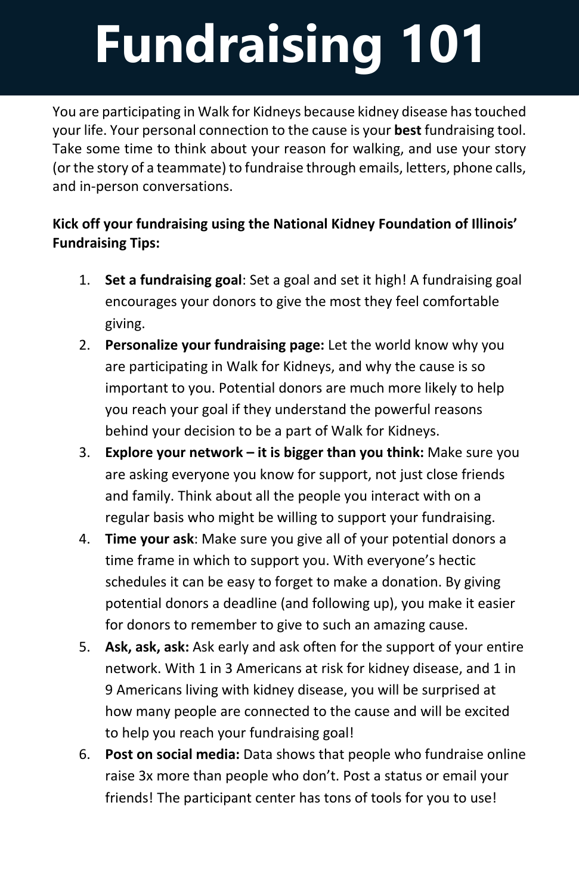# Fundraising 101

You are participating in Walk for Kidneys because kidney disease has touched your life. Your personal connection to the cause is your **best** fundraising tool. Take some time to think about your reason for walking, and use your story (or the story of a teammate) to fundraise through emails, letters, phone calls, and in-person conversations.

**Kick off your fundraising using the National Kidney Foundation of Illinois' Fundraising Tips:**

1. **Set a fundraising goal**: Set a goal and set it high! A fundraising goal encourages your donors to give the most they feel comfortable giving.
2. **Personalize your fundraising page:** Let the world know why you are participating in Walk for Kidneys, and why the cause is so important to you. Potential donors are much more likely to help you reach your goal if they understand the powerful reasons behind your decision to be a part of Walk for Kidneys.
3. **Explore your network – it is bigger than you think:** Make sure you are asking everyone you know for support, not just close friends and family. Think about all the people you interact with on a regular basis who might be willing to support your fundraising.
4. **Time your ask**: Make sure you give all of your potential donors a time frame in which to support you. With everyone's hectic schedules it can be easy to forget to make a donation. By giving potential donors a deadline (and following up), you make it easier for donors to remember to give to such an amazing cause.
5. **Ask, ask, ask:** Ask early and ask often for the support of your entire network. With 1 in 3 Americans at risk for kidney disease, and 1 in 9 Americans living with kidney disease, you will be surprised at how many people are connected to the cause and will be excited to help you reach your fundraising goal!
6. **Post on social media:** Data shows that people who fundraise online raise 3x more than people who don't. Post a status or email your friends! The participant center has tons of tools for you to use!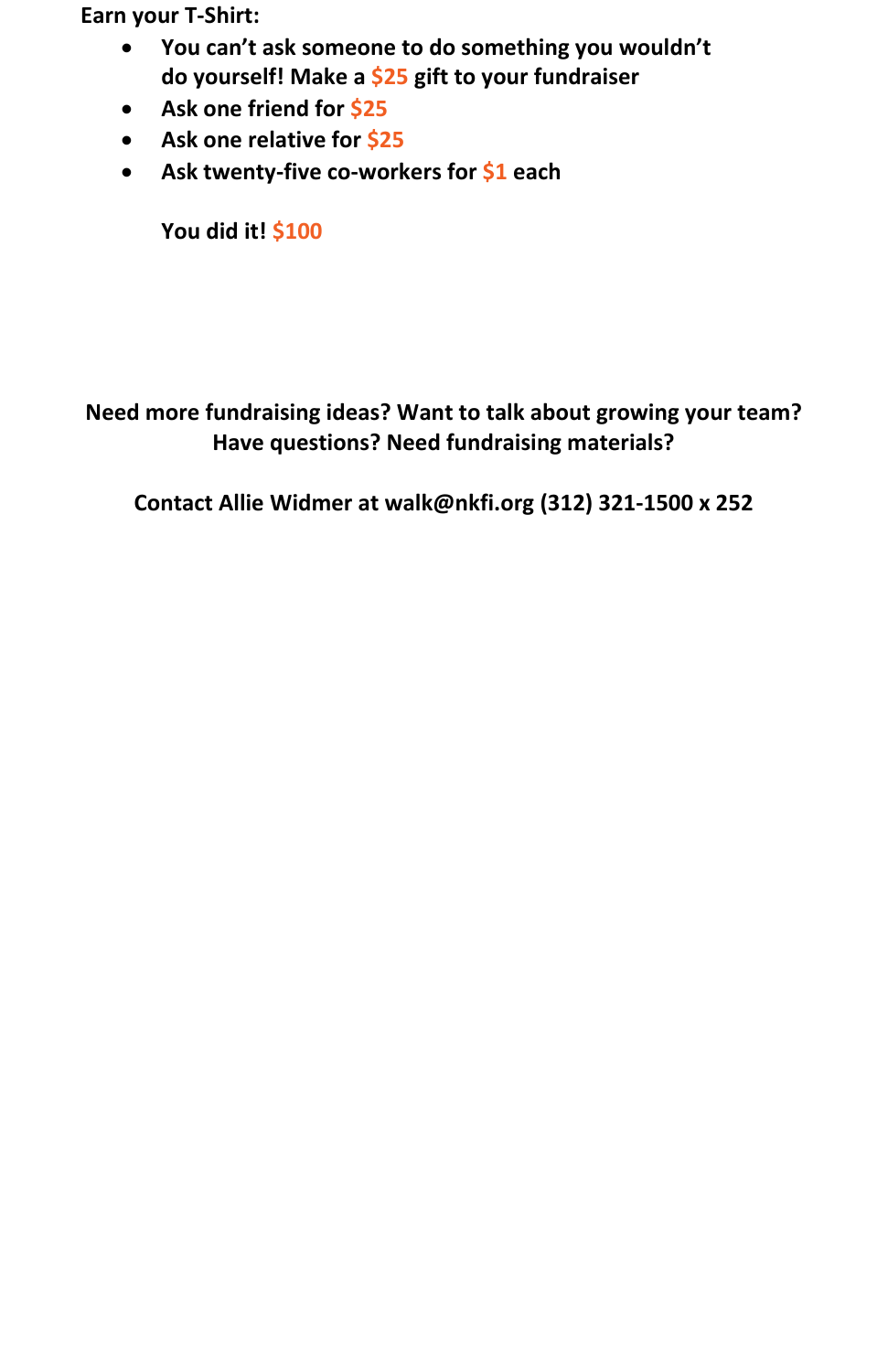**Earn your T-Shirt:**

- **You can't ask someone to do something you wouldn't do yourself! Make a $25 gift to your fundraiser**
- **Ask one friend for $25**
- **Ask one relative for $25**
- **Ask twenty-five co-workers for $1 each**

**You did it! $100**

**Need more fundraising ideas? Want to talk about growing your team? Have questions? Need fundraising materials?**

**Contact Allie Widmer at walk@nkfi.org (312) 321-1500 x 252**